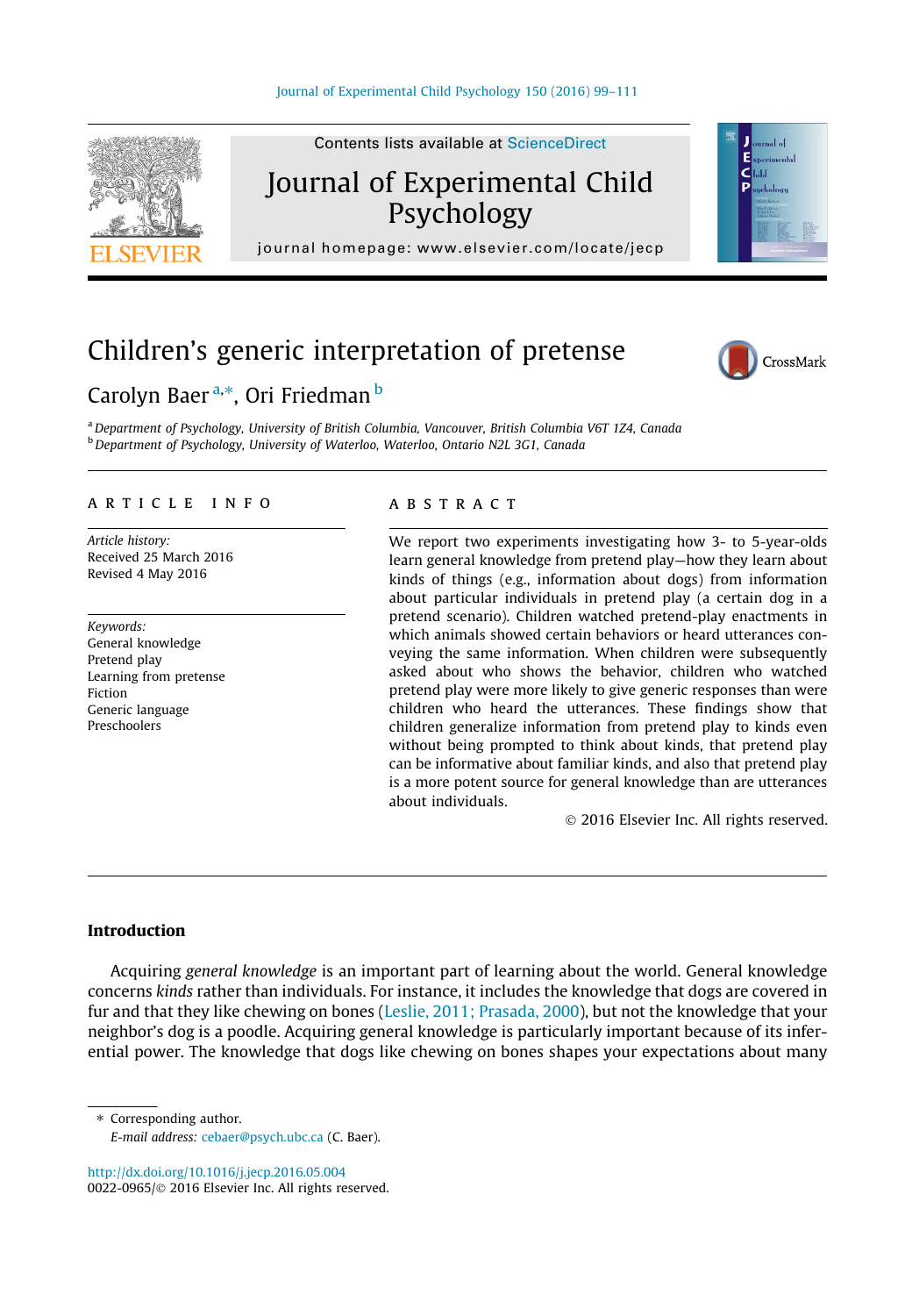# Children's generic interpretation of pretense

Carolyn Baer [a,*], Ori Friedman [b]

[a] Department of Psychology, University of British Columbia, Vancouver, British Columbia V6T 1Z4, Canada
[b] Department of Psychology, University of Waterloo, Waterloo, Ontario N2L 3G1, Canada

## ARTICLE INFO

*Article history:*
Received 25 March 2016
Revised 4 May 2016

*Keywords:*
General knowledge
Pretend play
Learning from pretense
Fiction
Generic language
Preschoolers

## ABSTRACT

We report two experiments investigating how 3- to 5-year-olds learn general knowledge from pretend play—how they learn about kinds of things (e.g., information about dogs) from information about particular individuals in pretend play (a certain dog in a pretend scenario). Children watched pretend-play enactments in which animals showed certain behaviors or heard utterances conveying the same information. When children were subsequently asked about who shows the behavior, children who watched pretend play were more likely to give generic responses than were children who heard the utterances. These findings show that children generalize information from pretend play to kinds even without being prompted to think about kinds, that pretend play can be informative about familiar kinds, and also that pretend play is a more potent source for general knowledge than are utterances about individuals.

© 2016 Elsevier Inc. All rights reserved.

## Introduction

Acquiring *general knowledge* is an important part of learning about the world. General knowledge concerns *kinds* rather than individuals. For instance, it includes the knowledge that dogs are covered in fur and that they like chewing on bones (Leslie, 2011; Prasada, 2000), but not the knowledge that your neighbor's dog is a poodle. Acquiring general knowledge is particularly important because of its inferential power. The knowledge that dogs like chewing on bones shapes your expectations about many

* Corresponding author.
*E-mail address:* cebaer@psych.ubc.ca (C. Baer).

http://dx.doi.org/10.1016/j.jecp.2016.05.004
0022-0965/© 2016 Elsevier Inc. All rights reserved.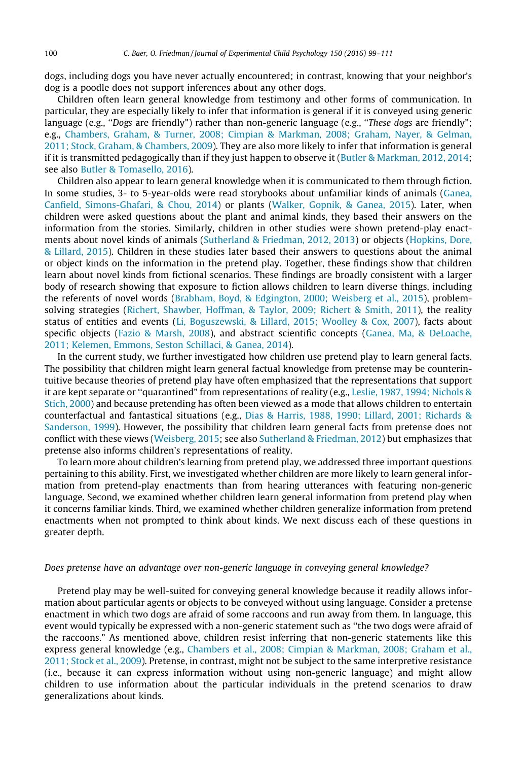dogs, including dogs you have never actually encountered; in contrast, knowing that your neighbor's dog is a poodle does not support inferences about any other dogs.

Children often learn general knowledge from testimony and other forms of communication. In particular, they are especially likely to infer that information is general if it is conveyed using generic language (e.g., "*Dogs* are friendly") rather than non-generic language (e.g., "*These dogs* are friendly"; e.g., Chambers, Graham, & Turner, 2008; Cimpian & Markman, 2008; Graham, Nayer, & Gelman, 2011; Stock, Graham, & Chambers, 2009). They are also more likely to infer that information is general if it is transmitted pedagogically than if they just happen to observe it (Butler & Markman, 2012, 2014; see also Butler & Tomasello, 2016).

Children also appear to learn general knowledge when it is communicated to them through fiction. In some studies, 3- to 5-year-olds were read storybooks about unfamiliar kinds of animals (Ganea, Canfield, Simons-Ghafari, & Chou, 2014) or plants (Walker, Gopnik, & Ganea, 2015). Later, when children were asked questions about the plant and animal kinds, they based their answers on the information from the stories. Similarly, children in other studies were shown pretend-play enactments about novel kinds of animals (Sutherland & Friedman, 2012, 2013) or objects (Hopkins, Dore, & Lillard, 2015). Children in these studies later based their answers to questions about the animal or object kinds on the information in the pretend play. Together, these findings show that children learn about novel kinds from fictional scenarios. These findings are broadly consistent with a larger body of research showing that exposure to fiction allows children to learn diverse things, including the referents of novel words (Brabham, Boyd, & Edgington, 2000; Weisberg et al., 2015), problem-solving strategies (Richert, Shawber, Hoffman, & Taylor, 2009; Richert & Smith, 2011), the reality status of entities and events (Li, Boguszewski, & Lillard, 2015; Woolley & Cox, 2007), facts about specific objects (Fazio & Marsh, 2008), and abstract scientific concepts (Ganea, Ma, & DeLoache, 2011; Kelemen, Emmons, Seston Schillaci, & Ganea, 2014).

In the current study, we further investigated how children use pretend play to learn general facts. The possibility that children might learn general factual knowledge from pretense may be counterintuitive because theories of pretend play have often emphasized that the representations that support it are kept separate or "quarantined" from representations of reality (e.g., Leslie, 1987, 1994; Nichols & Stich, 2000) and because pretending has often been viewed as a mode that allows children to entertain counterfactual and fantastical situations (e.g., Dias & Harris, 1988, 1990; Lillard, 2001; Richards & Sanderson, 1999). However, the possibility that children learn general facts from pretense does not conflict with these views (Weisberg, 2015; see also Sutherland & Friedman, 2012) but emphasizes that pretense also informs children's representations of reality.

To learn more about children's learning from pretend play, we addressed three important questions pertaining to this ability. First, we investigated whether children are more likely to learn general information from pretend-play enactments than from hearing utterances with featuring non-generic language. Second, we examined whether children learn general information from pretend play when it concerns familiar kinds. Third, we examined whether children generalize information from pretend enactments when not prompted to think about kinds. We next discuss each of these questions in greater depth.

### *Does pretense have an advantage over non-generic language in conveying general knowledge?*

Pretend play may be well-suited for conveying general knowledge because it readily allows information about particular agents or objects to be conveyed without using language. Consider a pretense enactment in which two dogs are afraid of some raccoons and run away from them. In language, this event would typically be expressed with a non-generic statement such as "the two dogs were afraid of the raccoons." As mentioned above, children resist inferring that non-generic statements like this express general knowledge (e.g., Chambers et al., 2008; Cimpian & Markman, 2008; Graham et al., 2011; Stock et al., 2009). Pretense, in contrast, might not be subject to the same interpretive resistance (i.e., because it can express information without using non-generic language) and might allow children to use information about the particular individuals in the pretend scenarios to draw generalizations about kinds.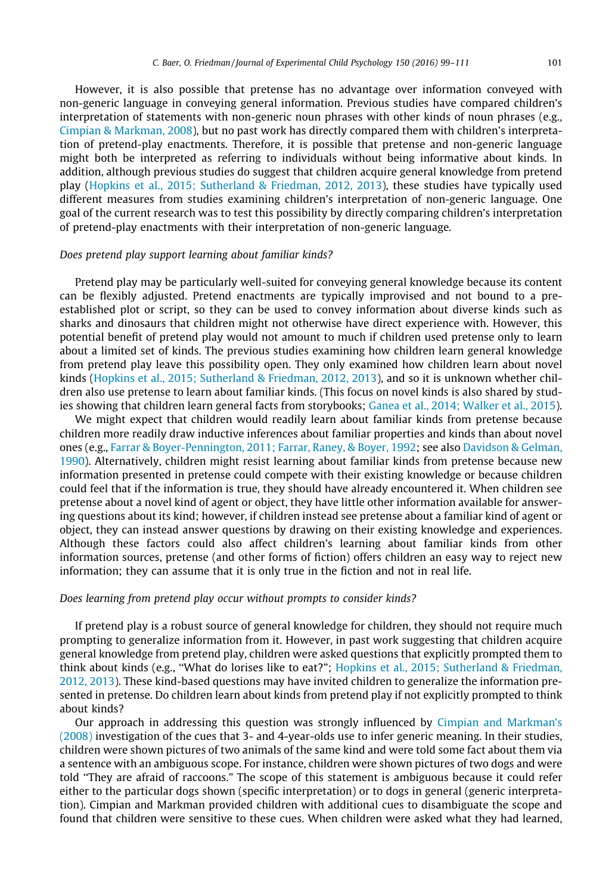However, it is also possible that pretense has no advantage over information conveyed with non-generic language in conveying general information. Previous studies have compared children's interpretation of statements with non-generic noun phrases with other kinds of noun phrases (e.g., Cimpian & Markman, 2008), but no past work has directly compared them with children's interpretation of pretend-play enactments. Therefore, it is possible that pretense and non-generic language might both be interpreted as referring to individuals without being informative about kinds. In addition, although previous studies do suggest that children acquire general knowledge from pretend play (Hopkins et al., 2015; Sutherland & Friedman, 2012, 2013), these studies have typically used different measures from studies examining children's interpretation of non-generic language. One goal of the current research was to test this possibility by directly comparing children's interpretation of pretend-play enactments with their interpretation of non-generic language.

### *Does pretend play support learning about familiar kinds?*

Pretend play may be particularly well-suited for conveying general knowledge because its content can be flexibly adjusted. Pretend enactments are typically improvised and not bound to a pre-established plot or script, so they can be used to convey information about diverse kinds such as sharks and dinosaurs that children might not otherwise have direct experience with. However, this potential benefit of pretend play would not amount to much if children used pretense only to learn about a limited set of kinds. The previous studies examining how children learn general knowledge from pretend play leave this possibility open. They only examined how children learn about novel kinds (Hopkins et al., 2015; Sutherland & Friedman, 2012, 2013), and so it is unknown whether children also use pretense to learn about familiar kinds. (This focus on novel kinds is also shared by studies showing that children learn general facts from storybooks; Ganea et al., 2014; Walker et al., 2015).

We might expect that children would readily learn about familiar kinds from pretense because children more readily draw inductive inferences about familiar properties and kinds than about novel ones (e.g., Farrar & Boyer-Pennington, 2011; Farrar, Raney, & Boyer, 1992; see also Davidson & Gelman, 1990). Alternatively, children might resist learning about familiar kinds from pretense because new information presented in pretense could compete with their existing knowledge or because children could feel that if the information is true, they should have already encountered it. When children see pretense about a novel kind of agent or object, they have little other information available for answering questions about its kind; however, if children instead see pretense about a familiar kind of agent or object, they can instead answer questions by drawing on their existing knowledge and experiences. Although these factors could also affect children's learning about familiar kinds from other information sources, pretense (and other forms of fiction) offers children an easy way to reject new information; they can assume that it is only true in the fiction and not in real life.

### *Does learning from pretend play occur without prompts to consider kinds?*

If pretend play is a robust source of general knowledge for children, they should not require much prompting to generalize information from it. However, in past work suggesting that children acquire general knowledge from pretend play, children were asked questions that explicitly prompted them to think about kinds (e.g., "What do lorises like to eat?"; Hopkins et al., 2015; Sutherland & Friedman, 2012, 2013). These kind-based questions may have invited children to generalize the information presented in pretense. Do children learn about kinds from pretend play if not explicitly prompted to think about kinds?

Our approach in addressing this question was strongly influenced by Cimpian and Markman's (2008) investigation of the cues that 3- and 4-year-olds use to infer generic meaning. In their studies, children were shown pictures of two animals of the same kind and were told some fact about them via a sentence with an ambiguous scope. For instance, children were shown pictures of two dogs and were told "They are afraid of raccoons." The scope of this statement is ambiguous because it could refer either to the particular dogs shown (specific interpretation) or to dogs in general (generic interpretation). Cimpian and Markman provided children with additional cues to disambiguate the scope and found that children were sensitive to these cues. When children were asked what they had learned,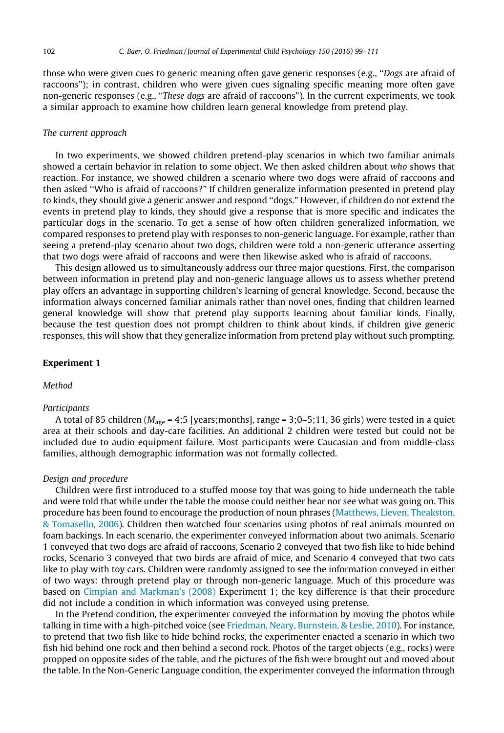those who were given cues to generic meaning often gave generic responses (e.g., "*Dogs* are afraid of raccoons"); in contrast, children who were given cues signaling specific meaning more often gave non-generic responses (e.g., "*These dogs* are afraid of raccoons"). In the current experiments, we took a similar approach to examine how children learn general knowledge from pretend play.

### *The current approach*

In two experiments, we showed children pretend-play scenarios in which two familiar animals showed a certain behavior in relation to some object. We then asked children about *who* shows that reaction. For instance, we showed children a scenario where two dogs were afraid of raccoons and then asked "Who is afraid of raccoons?" If children generalize information presented in pretend play to kinds, they should give a generic answer and respond "dogs." However, if children do not extend the events in pretend play to kinds, they should give a response that is more specific and indicates the particular dogs in the scenario. To get a sense of how often children generalized information, we compared responses to pretend play with responses to non-generic language. For example, rather than seeing a pretend-play scenario about two dogs, children were told a non-generic utterance asserting that two dogs were afraid of raccoons and were then likewise asked who is afraid of raccoons.

This design allowed us to simultaneously address our three major questions. First, the comparison between information in pretend play and non-generic language allows us to assess whether pretend play offers an advantage in supporting children's learning of general knowledge. Second, because the information always concerned familiar animals rather than novel ones, finding that children learned general knowledge will show that pretend play supports learning about familiar kinds. Finally, because the test question does not prompt children to think about kinds, if children give generic responses, this will show that they generalize information from pretend play without such prompting.

## Experiment 1

### *Method*

#### *Participants*

A total of 85 children ($M_{age}$ = 4;5 [years;months], range = 3;0–5;11, 36 girls) were tested in a quiet area at their schools and day-care facilities. An additional 2 children were tested but could not be included due to audio equipment failure. Most participants were Caucasian and from middle-class families, although demographic information was not formally collected.

#### *Design and procedure*

Children were first introduced to a stuffed moose toy that was going to hide underneath the table and were told that while under the table the moose could neither hear nor see what was going on. This procedure has been found to encourage the production of noun phrases (Matthews, Lieven, Theakston, & Tomasello, 2006). Children then watched four scenarios using photos of real animals mounted on foam backings. In each scenario, the experimenter conveyed information about two animals. Scenario 1 conveyed that two dogs are afraid of raccoons, Scenario 2 conveyed that two fish like to hide behind rocks, Scenario 3 conveyed that two birds are afraid of mice, and Scenario 4 conveyed that two cats like to play with toy cars. Children were randomly assigned to see the information conveyed in either of two ways: through pretend play or through non-generic language. Much of this procedure was based on Cimpian and Markman's (2008) Experiment 1; the key difference is that their procedure did not include a condition in which information was conveyed using pretense.

In the Pretend condition, the experimenter conveyed the information by moving the photos while talking in time with a high-pitched voice (see Friedman, Neary, Burnstein, & Leslie, 2010). For instance, to pretend that two fish like to hide behind rocks, the experimenter enacted a scenario in which two fish hid behind one rock and then behind a second rock. Photos of the target objects (e.g., rocks) were propped on opposite sides of the table, and the pictures of the fish were brought out and moved about the table. In the Non-Generic Language condition, the experimenter conveyed the information through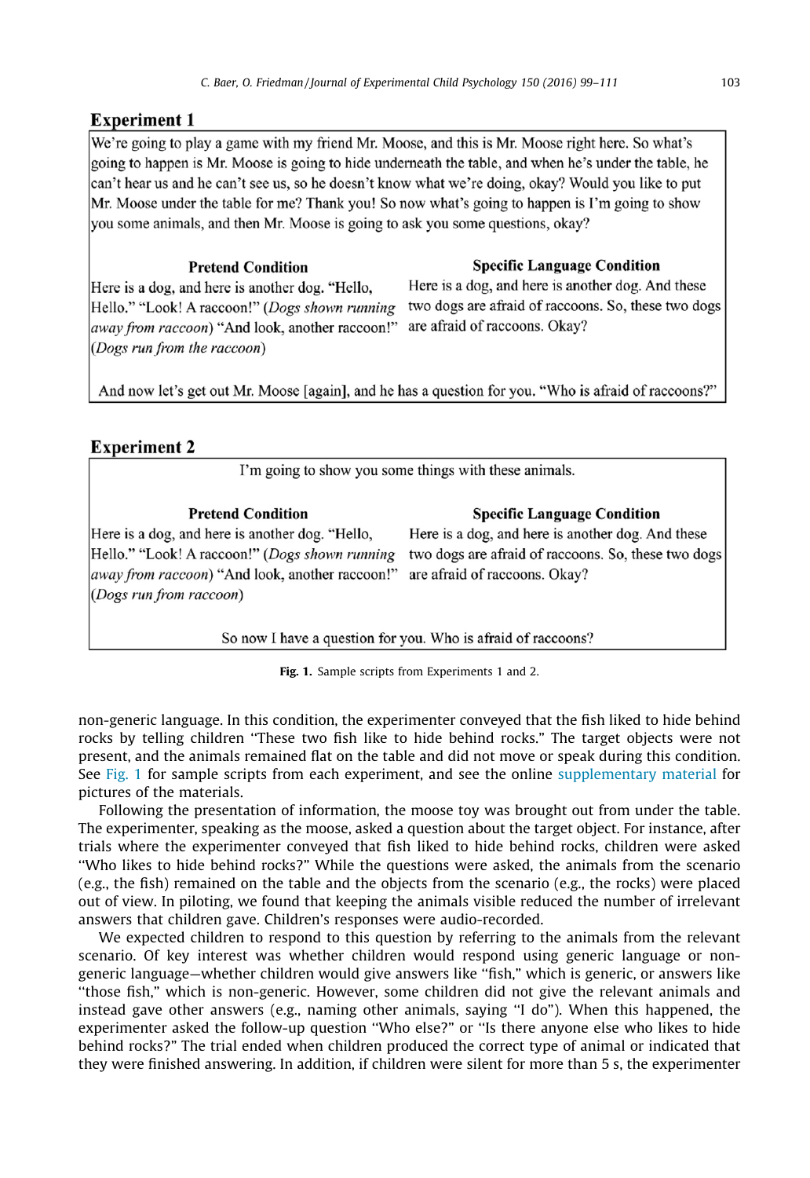**Experiment 1**

We're going to play a game with my friend Mr. Moose, and this is Mr. Moose right here. So what's going to happen is Mr. Moose is going to hide underneath the table, and when he's under the table, he can't hear us and he can't see us, so he doesn't know what we're doing, okay? Would you like to put Mr. Moose under the table for me? Thank you! So now what's going to happen is I'm going to show you some animals, and then Mr. Moose is going to ask you some questions, okay?

| Pretend Condition | Specific Language Condition |
| --- | --- |
| Here is a dog, and here is another dog. "Hello, Hello." "Look! A raccoon!" (*Dogs shown running away from raccoon*) "And look, another raccoon!" (*Dogs run from the raccoon*) | Here is a dog, and here is another dog. And these two dogs are afraid of raccoons. So, these two dogs are afraid of raccoons. Okay? |

And now let's get out Mr. Moose [again], and he has a question for you. "Who is afraid of raccoons?"

**Experiment 2**

I'm going to show you some things with these animals.

| Pretend Condition | Specific Language Condition |
| --- | --- |
| Here is a dog, and here is another dog. "Hello, Hello." "Look! A raccoon!" (*Dogs shown running away from raccoon*) "And look, another raccoon!" (*Dogs run from raccoon*) | Here is a dog, and here is another dog. And these two dogs are afraid of raccoons. So, these two dogs are afraid of raccoons. Okay? |

So now I have a question for you. Who is afraid of raccoons?

**Fig. 1.** Sample scripts from Experiments 1 and 2.

non-generic language. In this condition, the experimenter conveyed that the fish liked to hide behind rocks by telling children "These two fish like to hide behind rocks." The target objects were not present, and the animals remained flat on the table and did not move or speak during this condition. See Fig. 1 for sample scripts from each experiment, and see the online supplementary material for pictures of the materials.

Following the presentation of information, the moose toy was brought out from under the table. The experimenter, speaking as the moose, asked a question about the target object. For instance, after trials where the experimenter conveyed that fish liked to hide behind rocks, children were asked "Who likes to hide behind rocks?" While the questions were asked, the animals from the scenario (e.g., the fish) remained on the table and the objects from the scenario (e.g., the rocks) were placed out of view. In piloting, we found that keeping the animals visible reduced the number of irrelevant answers that children gave. Children's responses were audio-recorded.

We expected children to respond to this question by referring to the animals from the relevant scenario. Of key interest was whether children would respond using generic language or non-generic language—whether children would give answers like "fish," which is generic, or answers like "those fish," which is non-generic. However, some children did not give the relevant animals and instead gave other answers (e.g., naming other animals, saying "I do"). When this happened, the experimenter asked the follow-up question "Who else?" or "Is there anyone else who likes to hide behind rocks?" The trial ended when children produced the correct type of animal or indicated that they were finished answering. In addition, if children were silent for more than 5 s, the experimenter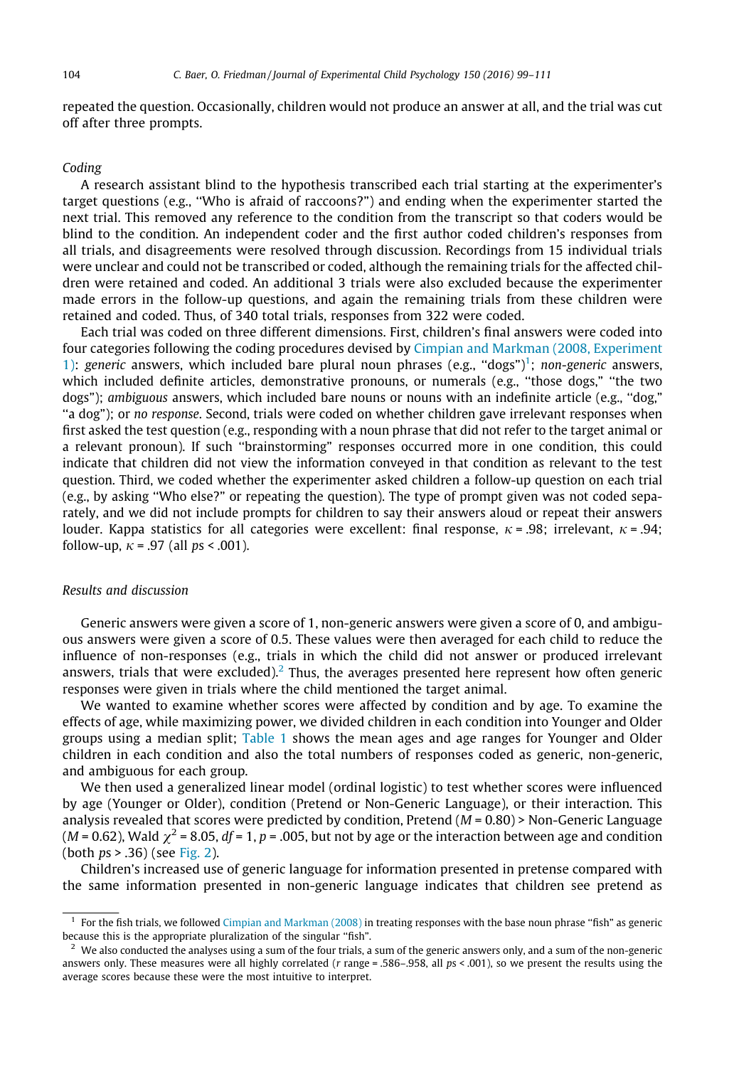repeated the question. Occasionally, children would not produce an answer at all, and the trial was cut off after three prompts.

### *Coding*

A research assistant blind to the hypothesis transcribed each trial starting at the experimenter's target questions (e.g., "Who is afraid of raccoons?") and ending when the experimenter started the next trial. This removed any reference to the condition from the transcript so that coders would be blind to the condition. An independent coder and the first author coded children's responses from all trials, and disagreements were resolved through discussion. Recordings from 15 individual trials were unclear and could not be transcribed or coded, although the remaining trials for the affected children were retained and coded. An additional 3 trials were also excluded because the experimenter made errors in the follow-up questions, and again the remaining trials from these children were retained and coded. Thus, of 340 total trials, responses from 322 were coded.

Each trial was coded on three different dimensions. First, children's final answers were coded into four categories following the coding procedures devised by Cimpian and Markman (2008, Experiment 1): *generic* answers, which included bare plural noun phrases (e.g., "dogs")[1]; *non-generic* answers, which included definite articles, demonstrative pronouns, or numerals (e.g., "those dogs," "the two dogs"); *ambiguous* answers, which included bare nouns or nouns with an indefinite article (e.g., "dog," "a dog"); or *no response*. Second, trials were coded on whether children gave irrelevant responses when first asked the test question (e.g., responding with a noun phrase that did not refer to the target animal or a relevant pronoun). If such "brainstorming" responses occurred more in one condition, this could indicate that children did not view the information conveyed in that condition as relevant to the test question. Third, we coded whether the experimenter asked children a follow-up question on each trial (e.g., by asking "Who else?" or repeating the question). The type of prompt given was not coded separately, and we did not include prompts for children to say their answers aloud or repeat their answers louder. Kappa statistics for all categories were excellent: final response, $\kappa = .98$; irrelevant, $\kappa = .94$; follow-up, $\kappa = .97$ (all $p$s < .001).

### *Results and discussion*

Generic answers were given a score of 1, non-generic answers were given a score of 0, and ambiguous answers were given a score of 0.5. These values were then averaged for each child to reduce the influence of non-responses (e.g., trials in which the child did not answer or produced irrelevant answers, trials that were excluded).[2] Thus, the averages presented here represent how often generic responses were given in trials where the child mentioned the target animal.

We wanted to examine whether scores were affected by condition and by age. To examine the effects of age, while maximizing power, we divided children in each condition into Younger and Older groups using a median split; Table 1 shows the mean ages and age ranges for Younger and Older children in each condition and also the total numbers of responses coded as generic, non-generic, and ambiguous for each group.

We then used a generalized linear model (ordinal logistic) to test whether scores were influenced by age (Younger or Older), condition (Pretend or Non-Generic Language), or their interaction. This analysis revealed that scores were predicted by condition, Pretend ($M = 0.80$) > Non-Generic Language ($M = 0.62$), Wald $\chi^2 = 8.05$, $df = 1$, $p = .005$, but not by age or the interaction between age and condition (both $p$s > .36) (see Fig. 2).

Children's increased use of generic language for information presented in pretense compared with the same information presented in non-generic language indicates that children see pretend as

---

[1] For the fish trials, we followed Cimpian and Markman (2008) in treating responses with the base noun phrase "fish" as generic because this is the appropriate pluralization of the singular "fish".

[2] We also conducted the analyses using a sum of the four trials, a sum of the generic answers only, and a sum of the non-generic answers only. These measures were all highly correlated ($r$ range = .586–.958, all $p$s < .001), so we present the results using the average scores because these were the most intuitive to interpret.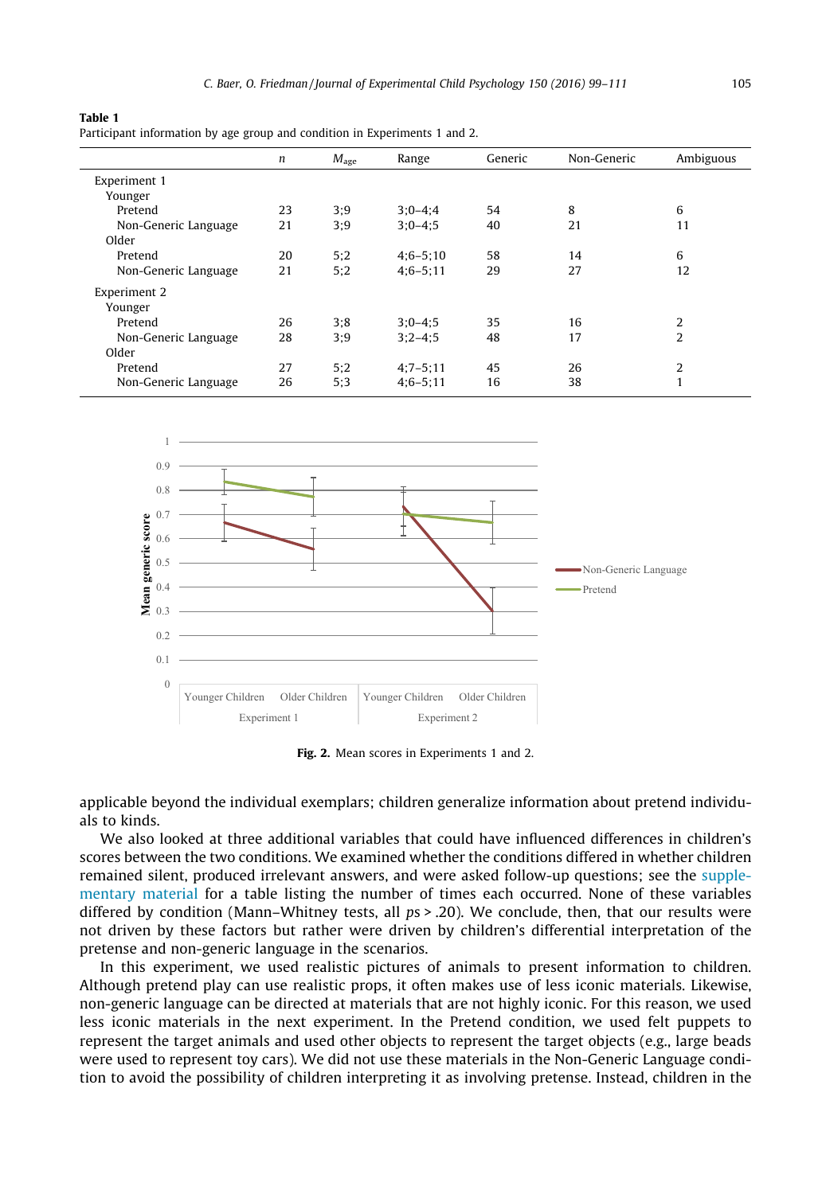**Table 1**
Participant information by age group and condition in Experiments 1 and 2.

| | $n$ | $M_{age}$ | Range | Generic | Non-Generic | Ambiguous |
|---|---|---|---|---|---|---|
| Experiment 1 | | | | | | |
| Younger | | | | | | |
| Pretend | 23 | 3;9 | 3;0–4;4 | 54 | 8 | 6 |
| Non-Generic Language | 21 | 3;9 | 3;0–4;5 | 40 | 21 | 11 |
| Older | | | | | | |
| Pretend | 20 | 5;2 | 4;6–5;10 | 58 | 14 | 6 |
| Non-Generic Language | 21 | 5;2 | 4;6–5;11 | 29 | 27 | 12 |
| Experiment 2 | | | | | | |
| Younger | | | | | | |
| Pretend | 26 | 3;8 | 3;0–4;5 | 35 | 16 | 2 |
| Non-Generic Language | 28 | 3;9 | 3;2–4;5 | 48 | 17 | 2 |
| Older | | | | | | |
| Pretend | 27 | 5;2 | 4;7–5;11 | 45 | 26 | 2 |
| Non-Generic Language | 26 | 5;3 | 4;6–5;11 | 16 | 38 | 1 |

**Fig. 2.** Mean scores in Experiments 1 and 2.

applicable beyond the individual exemplars; children generalize information about pretend individuals to kinds.

We also looked at three additional variables that could have influenced differences in children's scores between the two conditions. We examined whether the conditions differed in whether children remained silent, produced irrelevant answers, and were asked follow-up questions; see the supplementary material for a table listing the number of times each occurred. None of these variables differed by condition (Mann–Whitney tests, all $ps > .20$). We conclude, then, that our results were not driven by these factors but rather were driven by children's differential interpretation of the pretense and non-generic language in the scenarios.

In this experiment, we used realistic pictures of animals to present information to children. Although pretend play can use realistic props, it often makes use of less iconic materials. Likewise, non-generic language can be directed at materials that are not highly iconic. For this reason, we used less iconic materials in the next experiment. In the Pretend condition, we used felt puppets to represent the target animals and used other objects to represent the target objects (e.g., large beads were used to represent toy cars). We did not use these materials in the Non-Generic Language condition to avoid the possibility of children interpreting it as involving pretense. Instead, children in the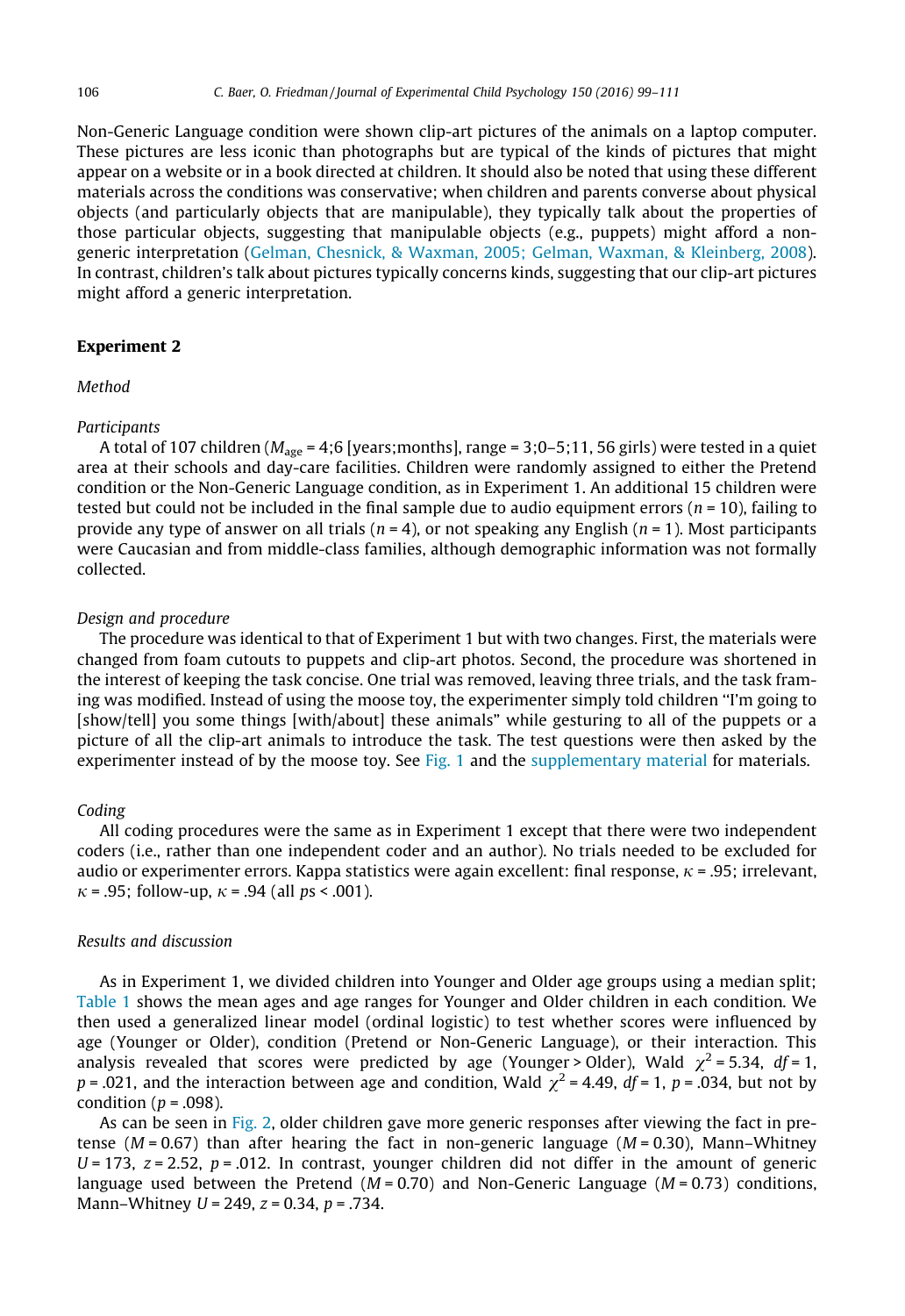Non-Generic Language condition were shown clip-art pictures of the animals on a laptop computer. These pictures are less iconic than photographs but are typical of the kinds of pictures that might appear on a website or in a book directed at children. It should also be noted that using these different materials across the conditions was conservative; when children and parents converse about physical objects (and particularly objects that are manipulable), they typically talk about the properties of those particular objects, suggesting that manipulable objects (e.g., puppets) might afford a non-generic interpretation (Gelman, Chesnick, & Waxman, 2005; Gelman, Waxman, & Kleinberg, 2008). In contrast, children's talk about pictures typically concerns kinds, suggesting that our clip-art pictures might afford a generic interpretation.

## Experiment 2

### *Method*

#### *Participants*

A total of 107 children ($M_{age}$ = 4;6 [years;months], range = 3;0–5;11, 56 girls) were tested in a quiet area at their schools and day-care facilities. Children were randomly assigned to either the Pretend condition or the Non-Generic Language condition, as in Experiment 1. An additional 15 children were tested but could not be included in the final sample due to audio equipment errors ($n$ = 10), failing to provide any type of answer on all trials ($n$ = 4), or not speaking any English ($n$ = 1). Most participants were Caucasian and from middle-class families, although demographic information was not formally collected.

#### *Design and procedure*

The procedure was identical to that of Experiment 1 but with two changes. First, the materials were changed from foam cutouts to puppets and clip-art photos. Second, the procedure was shortened in the interest of keeping the task concise. One trial was removed, leaving three trials, and the task framing was modified. Instead of using the moose toy, the experimenter simply told children "I'm going to [show/tell] you some things [with/about] these animals" while gesturing to all of the puppets or a picture of all the clip-art animals to introduce the task. The test questions were then asked by the experimenter instead of by the moose toy. See Fig. 1 and the supplementary material for materials.

#### *Coding*

All coding procedures were the same as in Experiment 1 except that there were two independent coders (i.e., rather than one independent coder and an author). No trials needed to be excluded for audio or experimenter errors. Kappa statistics were again excellent: final response, $\kappa$ = .95; irrelevant, $\kappa$ = .95; follow-up, $\kappa$ = .94 (all $ps$ < .001).

### *Results and discussion*

As in Experiment 1, we divided children into Younger and Older age groups using a median split; Table 1 shows the mean ages and age ranges for Younger and Older children in each condition. We then used a generalized linear model (ordinal logistic) to test whether scores were influenced by age (Younger or Older), condition (Pretend or Non-Generic Language), or their interaction. This analysis revealed that scores were predicted by age (Younger > Older), Wald $\chi^2$ = 5.34, $df$ = 1, $p$ = .021, and the interaction between age and condition, Wald $\chi^2$ = 4.49, $df$ = 1, $p$ = .034, but not by condition ($p$ = .098).

As can be seen in Fig. 2, older children gave more generic responses after viewing the fact in pretense ($M$ = 0.67) than after hearing the fact in non-generic language ($M$ = 0.30), Mann–Whitney $U$ = 173, $z$ = 2.52, $p$ = .012. In contrast, younger children did not differ in the amount of generic language used between the Pretend ($M$ = 0.70) and Non-Generic Language ($M$ = 0.73) conditions, Mann–Whitney $U$ = 249, $z$ = 0.34, $p$ = .734.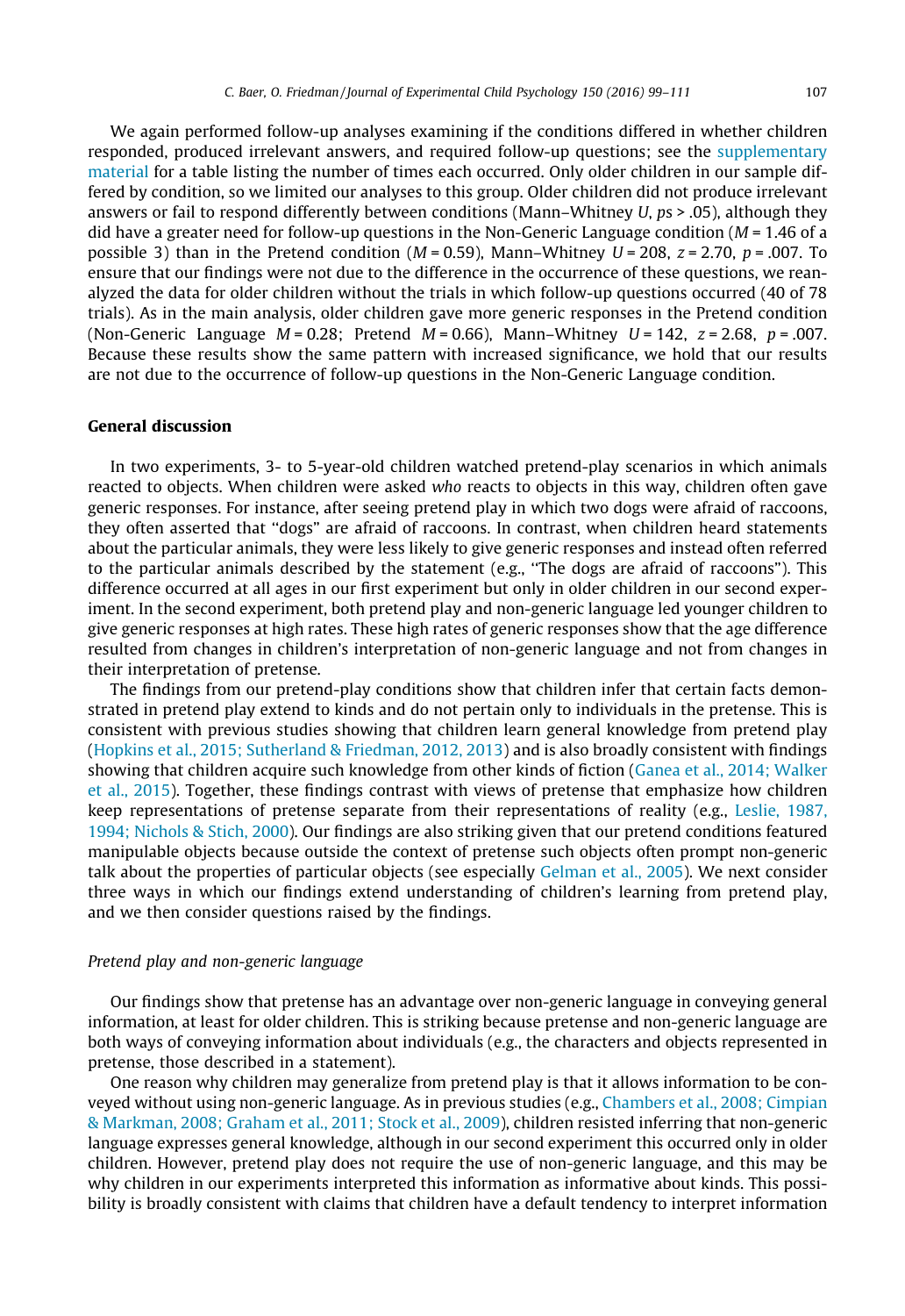We again performed follow-up analyses examining if the conditions differed in whether children responded, produced irrelevant answers, and required follow-up questions; see the supplementary material for a table listing the number of times each occurred. Only older children in our sample differed by condition, so we limited our analyses to this group. Older children did not produce irrelevant answers or fail to respond differently between conditions (Mann–Whitney $U$, $ps > .05$), although they did have a greater need for follow-up questions in the Non-Generic Language condition ($M = 1.46$ of a possible 3) than in the Pretend condition ($M = 0.59$), Mann–Whitney $U = 208$, $z = 2.70$, $p = .007$. To ensure that our findings were not due to the difference in the occurrence of these questions, we reanalyzed the data for older children without the trials in which follow-up questions occurred (40 of 78 trials). As in the main analysis, older children gave more generic responses in the Pretend condition (Non-Generic Language $M = 0.28$; Pretend $M = 0.66$), Mann–Whitney $U = 142$, $z = 2.68$, $p = .007$. Because these results show the same pattern with increased significance, we hold that our results are not due to the occurrence of follow-up questions in the Non-Generic Language condition.

## General discussion

In two experiments, 3- to 5-year-old children watched pretend-play scenarios in which animals reacted to objects. When children were asked *who* reacts to objects in this way, children often gave generic responses. For instance, after seeing pretend play in which two dogs were afraid of raccoons, they often asserted that "dogs" are afraid of raccoons. In contrast, when children heard statements about the particular animals, they were less likely to give generic responses and instead often referred to the particular animals described by the statement (e.g., "The dogs are afraid of raccoons"). This difference occurred at all ages in our first experiment but only in older children in our second experiment. In the second experiment, both pretend play and non-generic language led younger children to give generic responses at high rates. These high rates of generic responses show that the age difference resulted from changes in children's interpretation of non-generic language and not from changes in their interpretation of pretense.

The findings from our pretend-play conditions show that children infer that certain facts demonstrated in pretend play extend to kinds and do not pertain only to individuals in the pretense. This is consistent with previous studies showing that children learn general knowledge from pretend play (Hopkins et al., 2015; Sutherland & Friedman, 2012, 2013) and is also broadly consistent with findings showing that children acquire such knowledge from other kinds of fiction (Ganea et al., 2014; Walker et al., 2015). Together, these findings contrast with views of pretense that emphasize how children keep representations of pretense separate from their representations of reality (e.g., Leslie, 1987, 1994; Nichols & Stich, 2000). Our findings are also striking given that our pretend conditions featured manipulable objects because outside the context of pretense such objects often prompt non-generic talk about the properties of particular objects (see especially Gelman et al., 2005). We next consider three ways in which our findings extend understanding of children's learning from pretend play, and we then consider questions raised by the findings.

### *Pretend play and non-generic language*

Our findings show that pretense has an advantage over non-generic language in conveying general information, at least for older children. This is striking because pretense and non-generic language are both ways of conveying information about individuals (e.g., the characters and objects represented in pretense, those described in a statement).

One reason why children may generalize from pretend play is that it allows information to be conveyed without using non-generic language. As in previous studies (e.g., Chambers et al., 2008; Cimpian & Markman, 2008; Graham et al., 2011; Stock et al., 2009), children resisted inferring that non-generic language expresses general knowledge, although in our second experiment this occurred only in older children. However, pretend play does not require the use of non-generic language, and this may be why children in our experiments interpreted this information as informative about kinds. This possibility is broadly consistent with claims that children have a default tendency to interpret information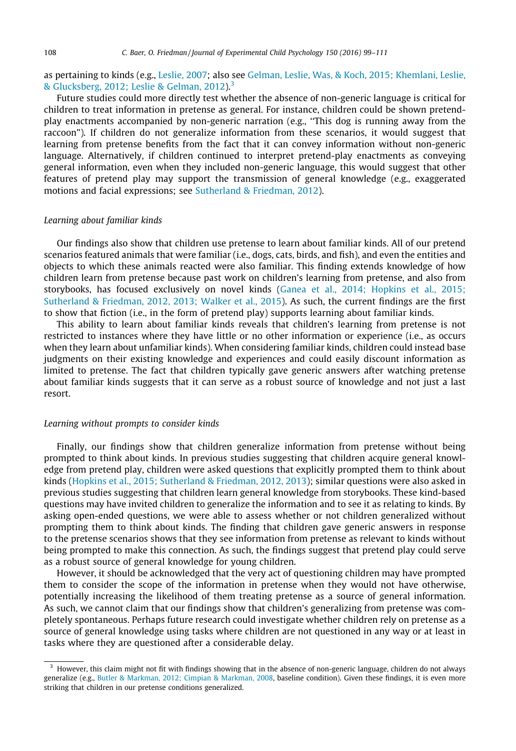as pertaining to kinds (e.g., Leslie, 2007; also see Gelman, Leslie, Was, & Koch, 2015; Khemlani, Leslie, & Glucksberg, 2012; Leslie & Gelman, 2012).[3]

Future studies could more directly test whether the absence of non-generic language is critical for children to treat information in pretense as general. For instance, children could be shown pretend-play enactments accompanied by non-generic narration (e.g., "This dog is running away from the raccoon"). If children do not generalize information from these scenarios, it would suggest that learning from pretense benefits from the fact that it can convey information without non-generic language. Alternatively, if children continued to interpret pretend-play enactments as conveying general information, even when they included non-generic language, this would suggest that other features of pretend play may support the transmission of general knowledge (e.g., exaggerated motions and facial expressions; see Sutherland & Friedman, 2012).

*Learning about familiar kinds*

Our findings also show that children use pretense to learn about familiar kinds. All of our pretend scenarios featured animals that were familiar (i.e., dogs, cats, birds, and fish), and even the entities and objects to which these animals reacted were also familiar. This finding extends knowledge of how children learn from pretense because past work on children's learning from pretense, and also from storybooks, has focused exclusively on novel kinds (Ganea et al., 2014; Hopkins et al., 2015; Sutherland & Friedman, 2012, 2013; Walker et al., 2015). As such, the current findings are the first to show that fiction (i.e., in the form of pretend play) supports learning about familiar kinds.

This ability to learn about familiar kinds reveals that children's learning from pretense is not restricted to instances where they have little or no other information or experience (i.e., as occurs when they learn about unfamiliar kinds). When considering familiar kinds, children could instead base judgments on their existing knowledge and experiences and could easily discount information as limited to pretense. The fact that children typically gave generic answers after watching pretense about familiar kinds suggests that it can serve as a robust source of knowledge and not just a last resort.

*Learning without prompts to consider kinds*

Finally, our findings show that children generalize information from pretense without being prompted to think about kinds. In previous studies suggesting that children acquire general knowledge from pretend play, children were asked questions that explicitly prompted them to think about kinds (Hopkins et al., 2015; Sutherland & Friedman, 2012, 2013); similar questions were also asked in previous studies suggesting that children learn general knowledge from storybooks. These kind-based questions may have invited children to generalize the information and to see it as relating to kinds. By asking open-ended questions, we were able to assess whether or not children generalized without prompting them to think about kinds. The finding that children gave generic answers in response to the pretense scenarios shows that they see information from pretense as relevant to kinds without being prompted to make this connection. As such, the findings suggest that pretend play could serve as a robust source of general knowledge for young children.

However, it should be acknowledged that the very act of questioning children may have prompted them to consider the scope of the information in pretense when they would not have otherwise, potentially increasing the likelihood of them treating pretense as a source of general information. As such, we cannot claim that our findings show that children's generalizing from pretense was completely spontaneous. Perhaps future research could investigate whether children rely on pretense as a source of general knowledge using tasks where children are not questioned in any way or at least in tasks where they are questioned after a considerable delay.

---

[3] However, this claim might not fit with findings showing that in the absence of non-generic language, children do not always generalize (e.g., Butler & Markman, 2012; Cimpian & Markman, 2008, baseline condition). Given these findings, it is even more striking that children in our pretense conditions generalized.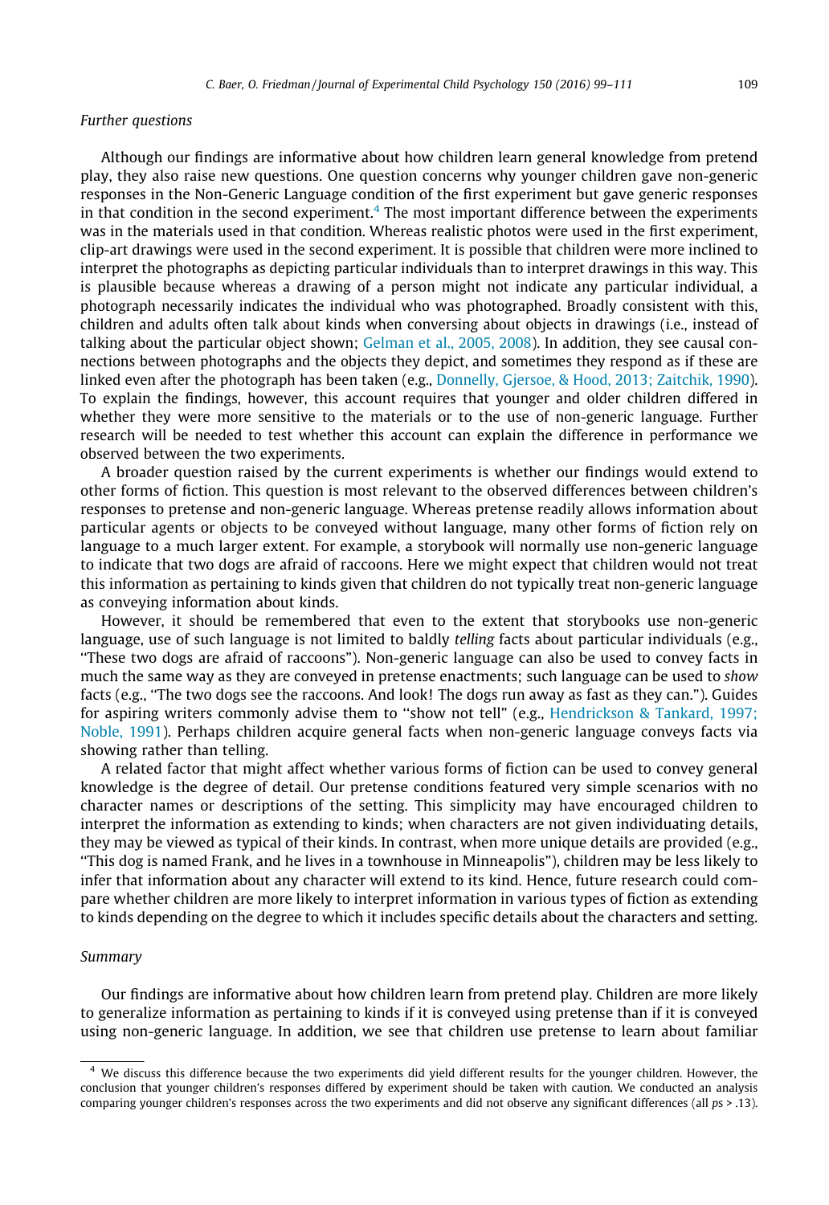*Further questions*

Although our findings are informative about how children learn general knowledge from pretend play, they also raise new questions. One question concerns why younger children gave non-generic responses in the Non-Generic Language condition of the first experiment but gave generic responses in that condition in the second experiment.[4] The most important difference between the experiments was in the materials used in that condition. Whereas realistic photos were used in the first experiment, clip-art drawings were used in the second experiment. It is possible that children were more inclined to interpret the photographs as depicting particular individuals than to interpret drawings in this way. This is plausible because whereas a drawing of a person might not indicate any particular individual, a photograph necessarily indicates the individual who was photographed. Broadly consistent with this, children and adults often talk about kinds when conversing about objects in drawings (i.e., instead of talking about the particular object shown; Gelman et al., 2005, 2008). In addition, they see causal connections between photographs and the objects they depict, and sometimes they respond as if these are linked even after the photograph has been taken (e.g., Donnelly, Gjersoe, & Hood, 2013; Zaitchik, 1990). To explain the findings, however, this account requires that younger and older children differed in whether they were more sensitive to the materials or to the use of non-generic language. Further research will be needed to test whether this account can explain the difference in performance we observed between the two experiments.

A broader question raised by the current experiments is whether our findings would extend to other forms of fiction. This question is most relevant to the observed differences between children's responses to pretense and non-generic language. Whereas pretense readily allows information about particular agents or objects to be conveyed without language, many other forms of fiction rely on language to a much larger extent. For example, a storybook will normally use non-generic language to indicate that two dogs are afraid of raccoons. Here we might expect that children would not treat this information as pertaining to kinds given that children do not typically treat non-generic language as conveying information about kinds.

However, it should be remembered that even to the extent that storybooks use non-generic language, use of such language is not limited to baldly *telling* facts about particular individuals (e.g., "These two dogs are afraid of raccoons"). Non-generic language can also be used to convey facts in much the same way as they are conveyed in pretense enactments; such language can be used to *show* facts (e.g., "The two dogs see the raccoons. And look! The dogs run away as fast as they can."). Guides for aspiring writers commonly advise them to "show not tell" (e.g., Hendrickson & Tankard, 1997; Noble, 1991). Perhaps children acquire general facts when non-generic language conveys facts via showing rather than telling.

A related factor that might affect whether various forms of fiction can be used to convey general knowledge is the degree of detail. Our pretense conditions featured very simple scenarios with no character names or descriptions of the setting. This simplicity may have encouraged children to interpret the information as extending to kinds; when characters are not given individuating details, they may be viewed as typical of their kinds. In contrast, when more unique details are provided (e.g., "This dog is named Frank, and he lives in a townhouse in Minneapolis"), children may be less likely to infer that information about any character will extend to its kind. Hence, future research could compare whether children are more likely to interpret information in various types of fiction as extending to kinds depending on the degree to which it includes specific details about the characters and setting.

*Summary*

Our findings are informative about how children learn from pretend play. Children are more likely to generalize information as pertaining to kinds if it is conveyed using pretense than if it is conveyed using non-generic language. In addition, we see that children use pretense to learn about familiar

---

[4] We discuss this difference because the two experiments did yield different results for the younger children. However, the conclusion that younger children's responses differed by experiment should be taken with caution. We conducted an analysis comparing younger children's responses across the two experiments and did not observe any significant differences (all $ps > .13$).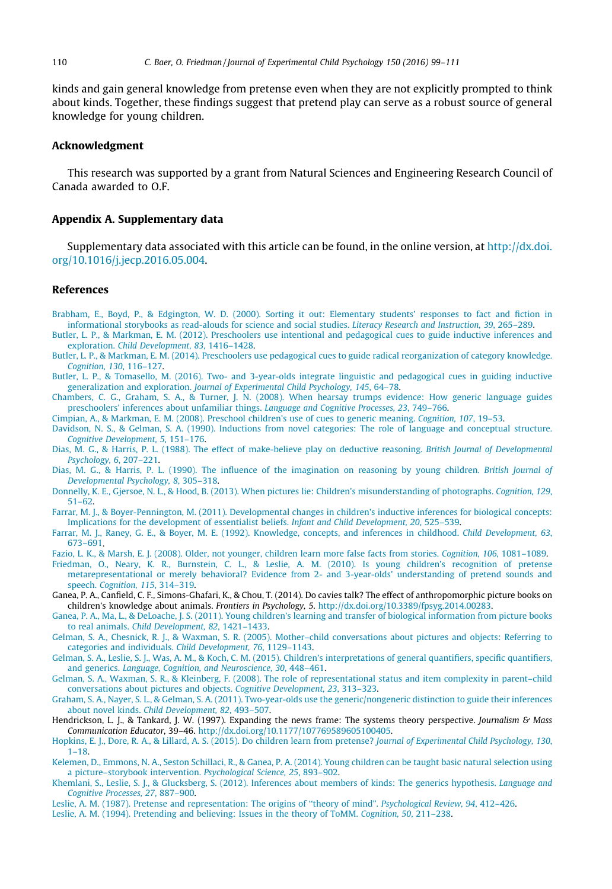kinds and gain general knowledge from pretense even when they are not explicitly prompted to think about kinds. Together, these findings suggest that pretend play can serve as a robust source of general knowledge for young children.

## Acknowledgment

This research was supported by a grant from Natural Sciences and Engineering Research Council of Canada awarded to O.F.

## Appendix A. Supplementary data

Supplementary data associated with this article can be found, in the online version, at http://dx.doi.org/10.1016/j.jecp.2016.05.004.

## References

Brabham, E., Boyd, P., & Edgington, W. D. (2000). Sorting it out: Elementary students' responses to fact and fiction in informational storybooks as read-alouds for science and social studies. *Literacy Research and Instruction, 39*, 265–289.

Butler, L. P., & Markman, E. M. (2012). Preschoolers use intentional and pedagogical cues to guide inductive inferences and exploration. *Child Development, 83*, 1416–1428.

Butler, L. P., & Markman, E. M. (2014). Preschoolers use pedagogical cues to guide radical reorganization of category knowledge. *Cognition, 130*, 116–127.

Butler, L. P., & Tomasello, M. (2016). Two- and 3-year-olds integrate linguistic and pedagogical cues in guiding inductive generalization and exploration. *Journal of Experimental Child Psychology, 145*, 64–78.

Chambers, C. G., Graham, S. A., & Turner, J. N. (2008). When hearsay trumps evidence: How generic language guides preschoolers' inferences about unfamiliar things. *Language and Cognitive Processes, 23*, 749–766.

Cimpian, A., & Markman, E. M. (2008). Preschool children's use of cues to generic meaning. *Cognition, 107*, 19–53.

Davidson, N. S., & Gelman, S. A. (1990). Inductions from novel categories: The role of language and conceptual structure. *Cognitive Development, 5*, 151–176.

Dias, M. G., & Harris, P. L. (1988). The effect of make-believe play on deductive reasoning. *British Journal of Developmental Psychology, 6*, 207–221.

Dias, M. G., & Harris, P. L. (1990). The influence of the imagination on reasoning by young children. *British Journal of Developmental Psychology, 8*, 305–318.

Donnelly, K. E., Gjersoe, N. L., & Hood, B. (2013). When pictures lie: Children's misunderstanding of photographs. *Cognition, 129*, 51–62.

Farrar, M. J., & Boyer-Pennington, M. (2011). Developmental changes in children's inductive inferences for biological concepts: Implications for the development of essentialist beliefs. *Infant and Child Development, 20*, 525–539.

Farrar, M. J., Raney, G. E., & Boyer, M. E. (1992). Knowledge, concepts, and inferences in childhood. *Child Development, 63*, 673–691.

Fazio, L. K., & Marsh, E. J. (2008). Older, not younger, children learn more false facts from stories. *Cognition, 106*, 1081–1089.

Friedman, O., Neary, K. R., Burnstein, C. L., & Leslie, A. M. (2010). Is young children's recognition of pretense metarepresentational or merely behavioral? Evidence from 2- and 3-year-olds' understanding of pretend sounds and speech. *Cognition, 115*, 314–319.

Ganea, P. A., Canfield, C. F., Simons-Ghafari, K., & Chou, T. (2014). Do cavies talk? The effect of anthropomorphic picture books on children's knowledge about animals. *Frontiers in Psychology, 5*. http://dx.doi.org/10.3389/fpsyg.2014.00283.

Ganea, P. A., Ma, L., & DeLoache, J. S. (2011). Young children's learning and transfer of biological information from picture books to real animals. *Child Development, 82*, 1421–1433.

Gelman, S. A., Chesnick, R. J., & Waxman, S. R. (2005). Mother–child conversations about pictures and objects: Referring to categories and individuals. *Child Development, 76*, 1129–1143.

Gelman, S. A., Leslie, S. J., Was, A. M., & Koch, C. M. (2015). Children's interpretations of general quantifiers, specific quantifiers, and generics. *Language, Cognition, and Neuroscience, 30*, 448–461.

Gelman, S. A., Waxman, S. R., & Kleinberg, F. (2008). The role of representational status and item complexity in parent–child conversations about pictures and objects. *Cognitive Development, 23*, 313–323.

Graham, S. A., Nayer, S. L., & Gelman, S. A. (2011). Two-year-olds use the generic/nongeneric distinction to guide their inferences about novel kinds. *Child Development, 82*, 493–507.

Hendrickson, L. J., & Tankard, J. W. (1997). Expanding the news frame: The systems theory perspective. *Journalism & Mass Communication Educator*, 39–46. http://dx.doi.org/10.1177/107769589605100405.

Hopkins, E. J., Dore, R. A., & Lillard, A. S. (2015). Do children learn from pretense? *Journal of Experimental Child Psychology, 130*, 1–18.

Kelemen, D., Emmons, N. A., Seston Schillaci, R., & Ganea, P. A. (2014). Young children can be taught basic natural selection using a picture–storybook intervention. *Psychological Science, 25*, 893–902.

Khemlani, S., Leslie, S. J., & Glucksberg, S. (2012). Inferences about members of kinds: The generics hypothesis. *Language and Cognitive Processes, 27*, 887–900.

Leslie, A. M. (1987). Pretense and representation: The origins of "theory of mind". *Psychological Review, 94*, 412–426.

Leslie, A. M. (1994). Pretending and believing: Issues in the theory of ToMM. *Cognition, 50*, 211–238.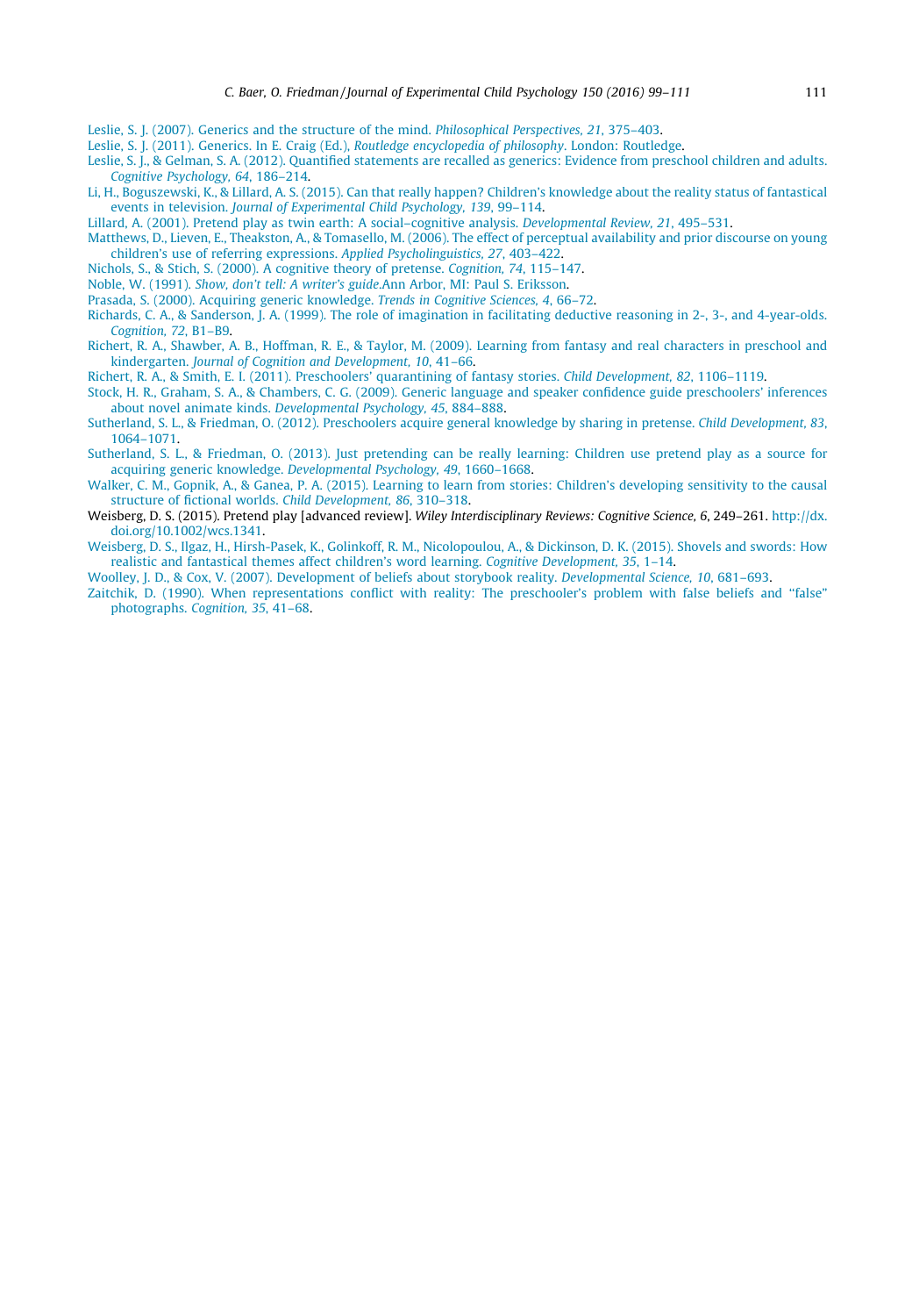Leslie, S. J. (2007). Generics and the structure of the mind. *Philosophical Perspectives, 21*, 375–403.

Leslie, S. J. (2011). Generics. In E. Craig (Ed.), *Routledge encyclopedia of philosophy*. London: Routledge.

Leslie, S. J., & Gelman, S. A. (2012). Quantified statements are recalled as generics: Evidence from preschool children and adults. *Cognitive Psychology, 64*, 186–214.

Li, H., Boguszewski, K., & Lillard, A. S. (2015). Can that really happen? Children's knowledge about the reality status of fantastical events in television. *Journal of Experimental Child Psychology, 139*, 99–114.

Lillard, A. (2001). Pretend play as twin earth: A social–cognitive analysis. *Developmental Review, 21*, 495–531.

Matthews, D., Lieven, E., Theakston, A., & Tomasello, M. (2006). The effect of perceptual availability and prior discourse on young children's use of referring expressions. *Applied Psycholinguistics, 27*, 403–422.

Nichols, S., & Stich, S. (2000). A cognitive theory of pretense. *Cognition, 74*, 115–147.

Noble, W. (1991). *Show, don't tell: A writer's guide*.Ann Arbor, MI: Paul S. Eriksson.

Prasada, S. (2000). Acquiring generic knowledge. *Trends in Cognitive Sciences, 4*, 66–72.

Richards, C. A., & Sanderson, J. A. (1999). The role of imagination in facilitating deductive reasoning in 2-, 3-, and 4-year-olds. *Cognition, 72*, B1–B9.

Richert, R. A., Shawber, A. B., Hoffman, R. E., & Taylor, M. (2009). Learning from fantasy and real characters in preschool and kindergarten. *Journal of Cognition and Development, 10*, 41–66.

Richert, R. A., & Smith, E. I. (2011). Preschoolers' quarantining of fantasy stories. *Child Development, 82*, 1106–1119.

Stock, H. R., Graham, S. A., & Chambers, C. G. (2009). Generic language and speaker confidence guide preschoolers' inferences about novel animate kinds. *Developmental Psychology, 45*, 884–888.

Sutherland, S. L., & Friedman, O. (2012). Preschoolers acquire general knowledge by sharing in pretense. *Child Development, 83*, 1064–1071.

Sutherland, S. L., & Friedman, O. (2013). Just pretending can be really learning: Children use pretend play as a source for acquiring generic knowledge. *Developmental Psychology, 49*, 1660–1668.

Walker, C. M., Gopnik, A., & Ganea, P. A. (2015). Learning to learn from stories: Children's developing sensitivity to the causal structure of fictional worlds. *Child Development, 86*, 310–318.

Weisberg, D. S. (2015). Pretend play [advanced review]. *Wiley Interdisciplinary Reviews: Cognitive Science, 6*, 249–261. http://dx.doi.org/10.1002/wcs.1341.

Weisberg, D. S., Ilgaz, H., Hirsh-Pasek, K., Golinkoff, R. M., Nicolopoulou, A., & Dickinson, D. K. (2015). Shovels and swords: How realistic and fantastical themes affect children's word learning. *Cognitive Development, 35*, 1–14.

Woolley, J. D., & Cox, V. (2007). Development of beliefs about storybook reality. *Developmental Science, 10*, 681–693.

Zaitchik, D. (1990). When representations conflict with reality: The preschooler's problem with false beliefs and "false" photographs. *Cognition, 35*, 41–68.